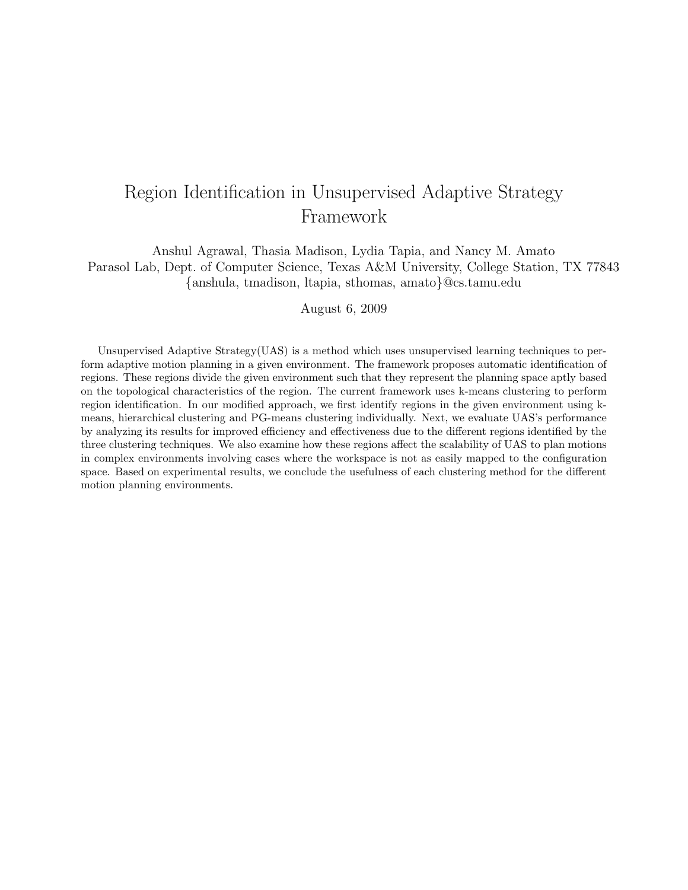# Region Identification in Unsupervised Adaptive Strategy Framework

Anshul Agrawal, Thasia Madison, Lydia Tapia, and Nancy M. Amato
Parasol Lab, Dept. of Computer Science, Texas A&M University, College Station, TX 77843
{anshula, tmadison, ltapia, sthomas, amato}@cs.tamu.edu

August 6, 2009

Unsupervised Adaptive Strategy(UAS) is a method which uses unsupervised learning techniques to perform adaptive motion planning in a given environment. The framework proposes automatic identification of regions. These regions divide the given environment such that they represent the planning space aptly based on the topological characteristics of the region. The current framework uses k-means clustering to perform region identification. In our modified approach, we first identify regions in the given environment using k-means, hierarchical clustering and PG-means clustering individually. Next, we evaluate UAS's performance by analyzing its results for improved efficiency and effectiveness due to the different regions identified by the three clustering techniques. We also examine how these regions affect the scalability of UAS to plan motions in complex environments involving cases where the workspace is not as easily mapped to the configuration space. Based on experimental results, we conclude the usefulness of each clustering method for the different motion planning environments.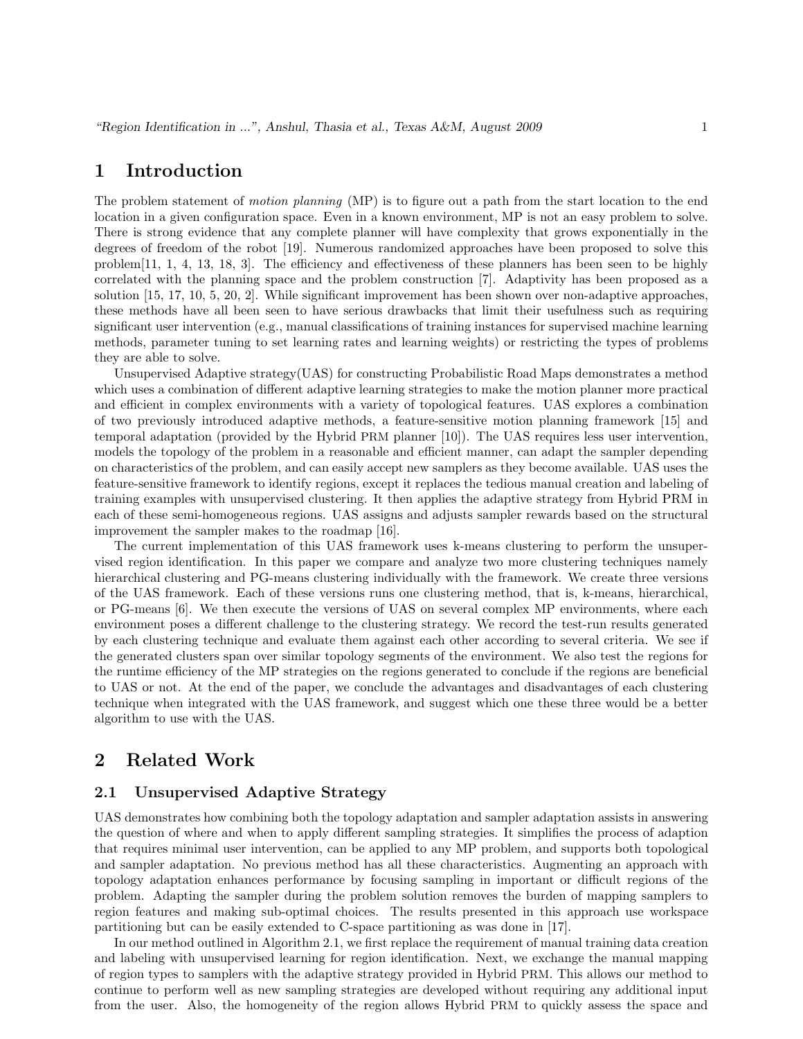# 1 Introduction

The problem statement of *motion planning* (MP) is to figure out a path from the start location to the end location in a given configuration space. Even in a known environment, MP is not an easy problem to solve. There is strong evidence that any complete planner will have complexity that grows exponentially in the degrees of freedom of the robot [19]. Numerous randomized approaches have been proposed to solve this problem[11, 1, 4, 13, 18, 3]. The efficiency and effectiveness of these planners has been seen to be highly correlated with the planning space and the problem construction [7]. Adaptivity has been proposed as a solution [15, 17, 10, 5, 20, 2]. While significant improvement has been shown over non-adaptive approaches, these methods have all been seen to have serious drawbacks that limit their usefulness such as requiring significant user intervention (e.g., manual classifications of training instances for supervised machine learning methods, parameter tuning to set learning rates and learning weights) or restricting the types of problems they are able to solve.

Unsupervised Adaptive strategy(UAS) for constructing Probabilistic Road Maps demonstrates a method which uses a combination of different adaptive learning strategies to make the motion planner more practical and efficient in complex environments with a variety of topological features. UAS explores a combination of two previously introduced adaptive methods, a feature-sensitive motion planning framework [15] and temporal adaptation (provided by the Hybrid PRM planner [10]). The UAS requires less user intervention, models the topology of the problem in a reasonable and efficient manner, can adapt the sampler depending on characteristics of the problem, and can easily accept new samplers as they become available. UAS uses the feature-sensitive framework to identify regions, except it replaces the tedious manual creation and labeling of training examples with unsupervised clustering. It then applies the adaptive strategy from Hybrid PRM in each of these semi-homogeneous regions. UAS assigns and adjusts sampler rewards based on the structural improvement the sampler makes to the roadmap [16].

The current implementation of this UAS framework uses k-means clustering to perform the unsupervised region identification. In this paper we compare and analyze two more clustering techniques namely hierarchical clustering and PG-means clustering individually with the framework. We create three versions of the UAS framework. Each of these versions runs one clustering method, that is, k-means, hierarchical, or PG-means [6]. We then execute the versions of UAS on several complex MP environments, where each environment poses a different challenge to the clustering strategy. We record the test-run results generated by each clustering technique and evaluate them against each other according to several criteria. We see if the generated clusters span over similar topology segments of the environment. We also test the regions for the runtime efficiency of the MP strategies on the regions generated to conclude if the regions are beneficial to UAS or not. At the end of the paper, we conclude the advantages and disadvantages of each clustering technique when integrated with the UAS framework, and suggest which one these three would be a better algorithm to use with the UAS.

# 2 Related Work

## 2.1 Unsupervised Adaptive Strategy

UAS demonstrates how combining both the topology adaptation and sampler adaptation assists in answering the question of where and when to apply different sampling strategies. It simplifies the process of adaption that requires minimal user intervention, can be applied to any MP problem, and supports both topological and sampler adaptation. No previous method has all these characteristics. Augmenting an approach with topology adaptation enhances performance by focusing sampling in important or difficult regions of the problem. Adapting the sampler during the problem solution removes the burden of mapping samplers to region features and making sub-optimal choices. The results presented in this approach use workspace partitioning but can be easily extended to C-space partitioning as was done in [17].

In our method outlined in Algorithm 2.1, we first replace the requirement of manual training data creation and labeling with unsupervised learning for region identification. Next, we exchange the manual mapping of region types to samplers with the adaptive strategy provided in Hybrid PRM. This allows our method to continue to perform well as new sampling strategies are developed without requiring any additional input from the user. Also, the homogeneity of the region allows Hybrid PRM to quickly assess the space and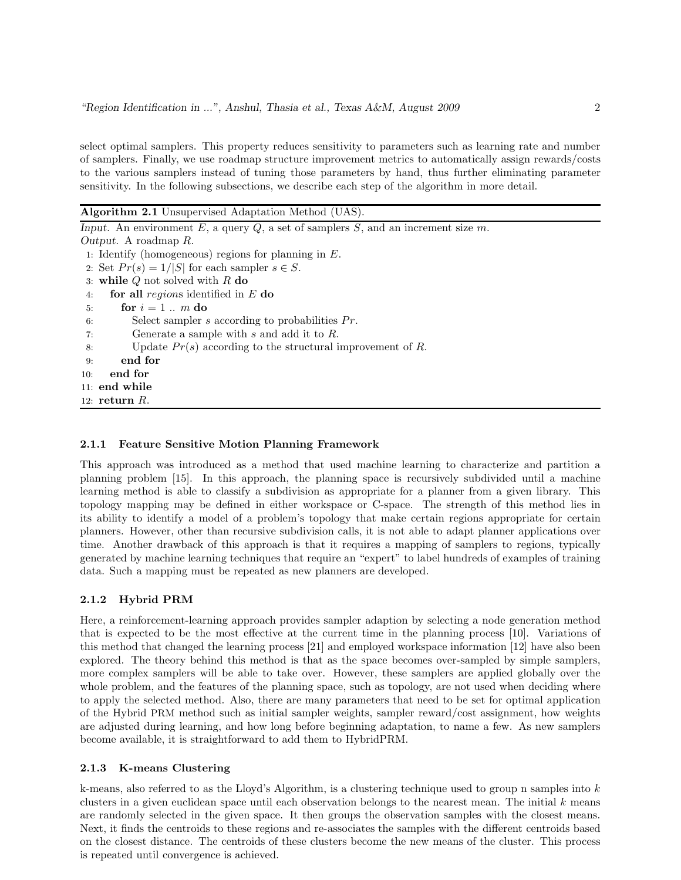select optimal samplers. This property reduces sensitivity to parameters such as learning rate and number of samplers. Finally, we use roadmap structure improvement metrics to automatically assign rewards/costs to the various samplers instead of tuning those parameters by hand, thus further eliminating parameter sensitivity. In the following subsections, we describe each step of the algorithm in more detail.

**Algorithm 2.1** Unsupervised Adaptation Method (UAS).

*Input.* An environment $E$, a query $Q$, a set of samplers $S$, and an increment size $m$.
*Output.* A roadmap $R$.

```
1: Identify (homogeneous) regions for planning in E.
2: Set Pr(s) = 1/|S| for each sampler s ∈ S.
3: while Q not solved with R do
4:   for all regions identified in E do
5:     for i = 1 .. m do
6:       Select sampler s according to probabilities Pr.
7:       Generate a sample with s and add it to R.
8:       Update Pr(s) according to the structural improvement of R.
9:     end for
10:  end for
11: end while
12: return R.
```

### 2.1.1 Feature Sensitive Motion Planning Framework

This approach was introduced as a method that used machine learning to characterize and partition a planning problem [15]. In this approach, the planning space is recursively subdivided until a machine learning method is able to classify a subdivision as appropriate for a planner from a given library. This topology mapping may be defined in either workspace or C-space. The strength of this method lies in its ability to identify a model of a problem's topology that make certain regions appropriate for certain planners. However, other than recursive subdivision calls, it is not able to adapt planner applications over time. Another drawback of this approach is that it requires a mapping of samplers to regions, typically generated by machine learning techniques that require an "expert" to label hundreds of examples of training data. Such a mapping must be repeated as new planners are developed.

### 2.1.2 Hybrid PRM

Here, a reinforcement-learning approach provides sampler adaption by selecting a node generation method that is expected to be the most effective at the current time in the planning process [10]. Variations of this method that changed the learning process [21] and employed workspace information [12] have also been explored. The theory behind this method is that as the space becomes over-sampled by simple samplers, more complex samplers will be able to take over. However, these samplers are applied globally over the whole problem, and the features of the planning space, such as topology, are not used when deciding where to apply the selected method. Also, there are many parameters that need to be set for optimal application of the Hybrid PRM method such as initial sampler weights, sampler reward/cost assignment, how weights are adjusted during learning, and how long before beginning adaptation, to name a few. As new samplers become available, it is straightforward to add them to HybridPRM.

### 2.1.3 K-means Clustering

k-means, also referred to as the Lloyd's Algorithm, is a clustering technique used to group n samples into $k$ clusters in a given euclidean space until each observation belongs to the nearest mean. The initial $k$ means are randomly selected in the given space. It then groups the observation samples with the closest means. Next, it finds the centroids to these regions and re-associates the samples with the different centroids based on the closest distance. The centroids of these clusters become the new means of the cluster. This process is repeated until convergence is achieved.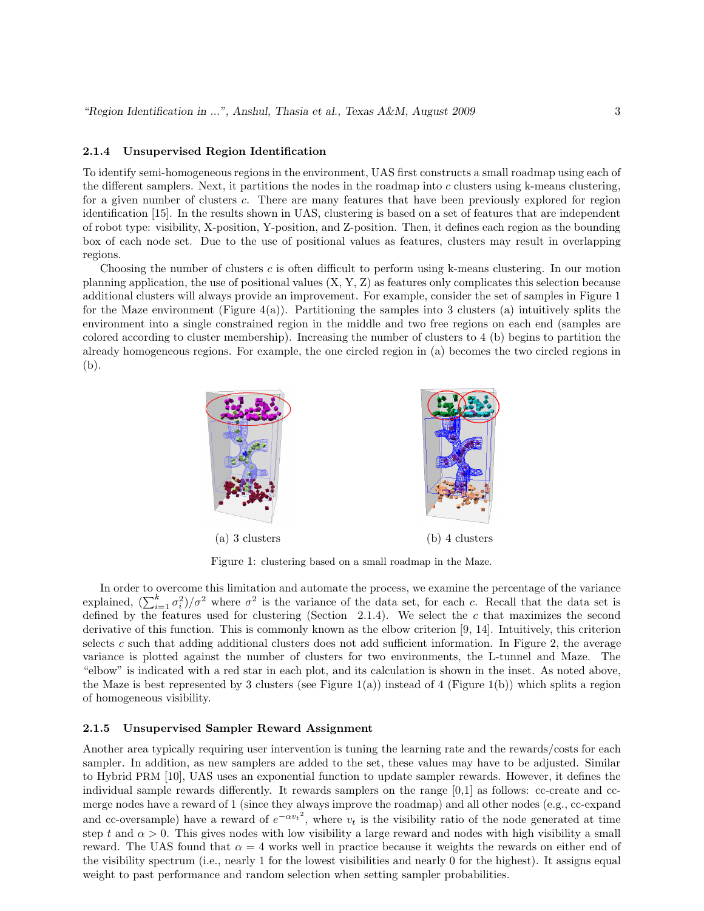#### 2.1.4 Unsupervised Region Identification

To identify semi-homogeneous regions in the environment, UAS first constructs a small roadmap using each of the different samplers. Next, it partitions the nodes in the roadmap into $c$ clusters using k-means clustering, for a given number of clusters $c$. There are many features that have been previously explored for region identification [15]. In the results shown in UAS, clustering is based on a set of features that are independent of robot type: visibility, X-position, Y-position, and Z-position. Then, it defines each region as the bounding box of each node set. Due to the use of positional values as features, clusters may result in overlapping regions.

Choosing the number of clusters $c$ is often difficult to perform using k-means clustering. In our motion planning application, the use of positional values (X, Y, Z) as features only complicates this selection because additional clusters will always provide an improvement. For example, consider the set of samples in Figure 1 for the Maze environment (Figure 4(a)). Partitioning the samples into 3 clusters (a) intuitively splits the environment into a single constrained region in the middle and two free regions on each end (samples are colored according to cluster membership). Increasing the number of clusters to 4 (b) begins to partition the already homogeneous regions. For example, the one circled region in (a) becomes the two circled regions in (b).

(a) 3 clusters

(b) 4 clusters

Figure 1: clustering based on a small roadmap in the Maze.

In order to overcome this limitation and automate the process, we examine the percentage of the variance explained, $(\sum_{i=1}^{k} \sigma_i^2)/\sigma^2$ where $\sigma^2$ is the variance of the data set, for each $c$. Recall that the data set is defined by the features used for clustering (Section 2.1.4). We select the $c$ that maximizes the second derivative of this function. This is commonly known as the elbow criterion [9, 14]. Intuitively, this criterion selects $c$ such that adding additional clusters does not add sufficient information. In Figure 2, the average variance is plotted against the number of clusters for two environments, the L-tunnel and Maze. The "elbow" is indicated with a red star in each plot, and its calculation is shown in the inset. As noted above, the Maze is best represented by 3 clusters (see Figure 1(a)) instead of 4 (Figure 1(b)) which splits a region of homogeneous visibility.

#### 2.1.5 Unsupervised Sampler Reward Assignment

Another area typically requiring user intervention is tuning the learning rate and the rewards/costs for each sampler. In addition, as new samplers are added to the set, these values may have to be adjusted. Similar to Hybrid PRM [10], UAS uses an exponential function to update sampler rewards. However, it defines the individual sample rewards differently. It rewards samplers on the range [0,1] as follows: cc-create and cc-merge nodes have a reward of 1 (since they always improve the roadmap) and all other nodes (e.g., cc-expand and cc-oversample) have a reward of $e^{-\alpha v_t{}^2}$, where $v_t$ is the visibility ratio of the node generated at time step $t$ and $\alpha > 0$. This gives nodes with low visibility a large reward and nodes with high visibility a small reward. The UAS found that $\alpha = 4$ works well in practice because it weights the rewards on either end of the visibility spectrum (i.e., nearly 1 for the lowest visibilities and nearly 0 for the highest). It assigns equal weight to past performance and random selection when setting sampler probabilities.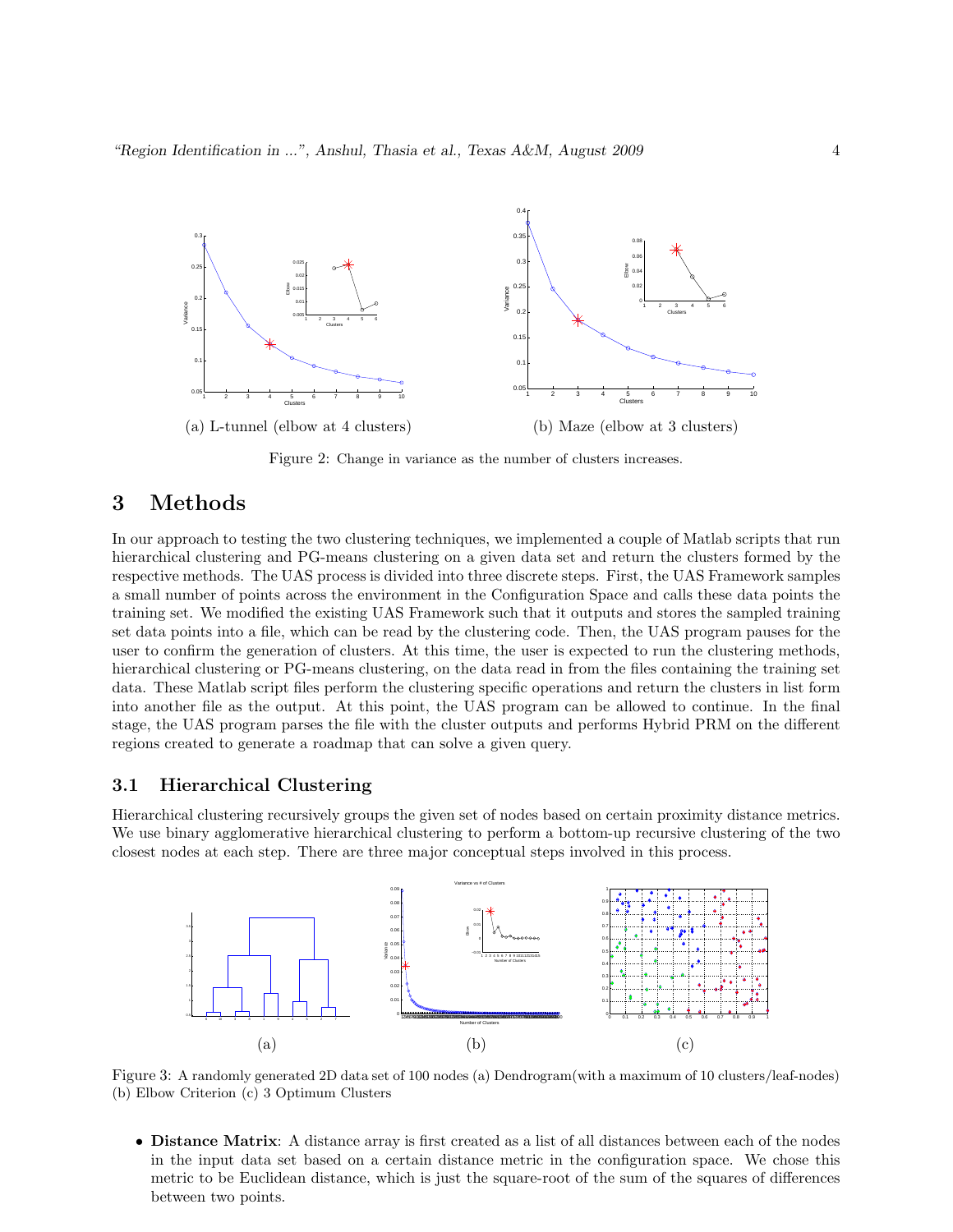(a) L-tunnel (elbow at 4 clusters)

(b) Maze (elbow at 3 clusters)

Figure 2: Change in variance as the number of clusters increases.

# 3 Methods

In our approach to testing the two clustering techniques, we implemented a couple of Matlab scripts that run hierarchical clustering and PG-means clustering on a given data set and return the clusters formed by the respective methods. The UAS process is divided into three discrete steps. First, the UAS Framework samples a small number of points across the environment in the Configuration Space and calls these data points the training set. We modified the existing UAS Framework such that it outputs and stores the sampled training set data points into a file, which can be read by the clustering code. Then, the UAS program pauses for the user to confirm the generation of clusters. At this time, the user is expected to run the clustering methods, hierarchical clustering or PG-means clustering, on the data read in from the files containing the training set data. These Matlab script files perform the clustering specific operations and return the clusters in list form into another file as the output. At this point, the UAS program can be allowed to continue. In the final stage, the UAS program parses the file with the cluster outputs and performs Hybrid PRM on the different regions created to generate a roadmap that can solve a given query.

## 3.1 Hierarchical Clustering

Hierarchical clustering recursively groups the given set of nodes based on certain proximity distance metrics. We use binary agglomerative hierarchical clustering to perform a bottom-up recursive clustering of the two closest nodes at each step. There are three major conceptual steps involved in this process.

(a) (b) (c)

Figure 3: A randomly generated 2D data set of 100 nodes (a) Dendrogram(with a maximum of 10 clusters/leaf-nodes) (b) Elbow Criterion (c) 3 Optimum Clusters

- **Distance Matrix**: A distance array is first created as a list of all distances between each of the nodes in the input data set based on a certain distance metric in the configuration space. We chose this metric to be Euclidean distance, which is just the square-root of the sum of the squares of differences between two points.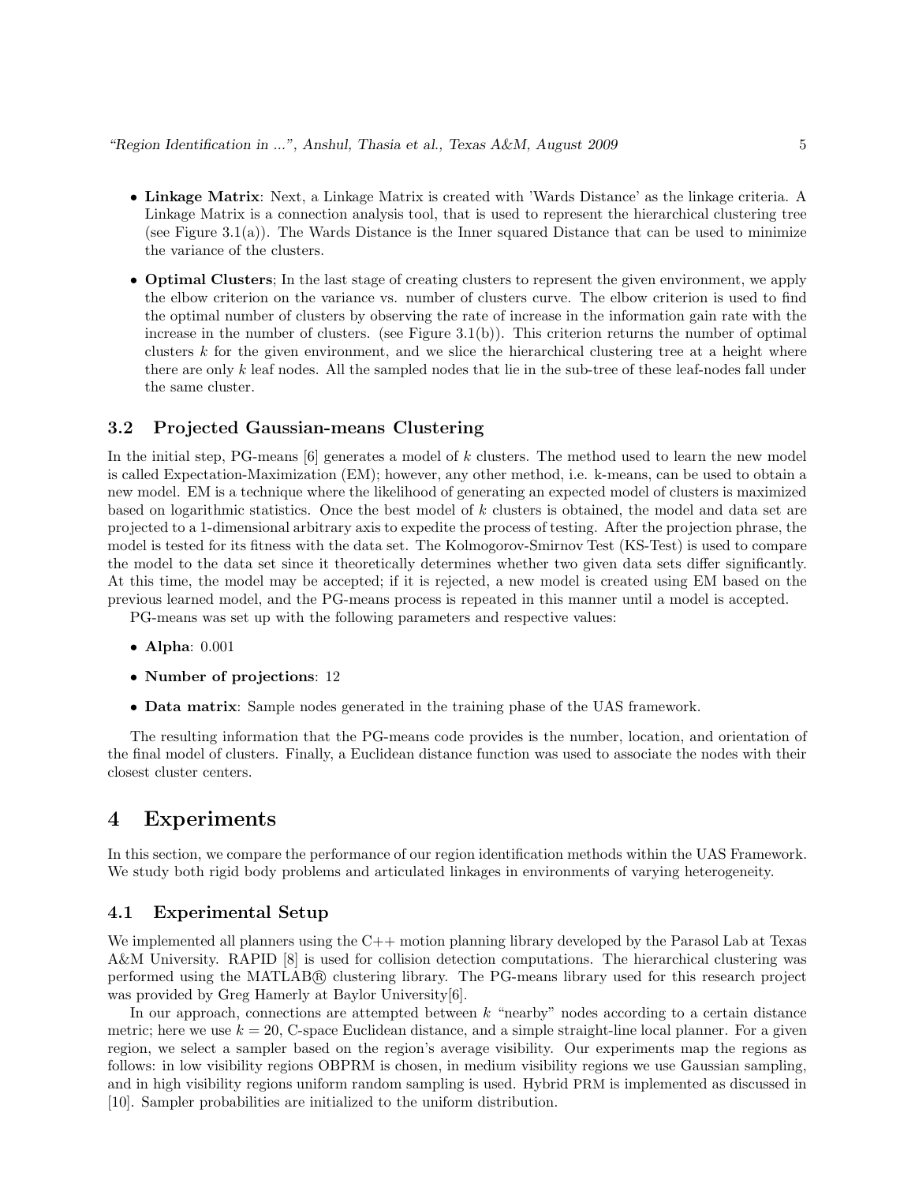- **Linkage Matrix**: Next, a Linkage Matrix is created with 'Wards Distance' as the linkage criteria. A Linkage Matrix is a connection analysis tool, that is used to represent the hierarchical clustering tree (see Figure 3.1(a)). The Wards Distance is the Inner squared Distance that can be used to minimize the variance of the clusters.

- **Optimal Clusters**; In the last stage of creating clusters to represent the given environment, we apply the elbow criterion on the variance vs. number of clusters curve. The elbow criterion is used to find the optimal number of clusters by observing the rate of increase in the information gain rate with the increase in the number of clusters. (see Figure 3.1(b)). This criterion returns the number of optimal clusters $k$ for the given environment, and we slice the hierarchical clustering tree at a height where there are only $k$ leaf nodes. All the sampled nodes that lie in the sub-tree of these leaf-nodes fall under the same cluster.

### 3.2 Projected Gaussian-means Clustering

In the initial step, PG-means [6] generates a model of $k$ clusters. The method used to learn the new model is called Expectation-Maximization (EM); however, any other method, i.e. k-means, can be used to obtain a new model. EM is a technique where the likelihood of generating an expected model of clusters is maximized based on logarithmic statistics. Once the best model of $k$ clusters is obtained, the model and data set are projected to a 1-dimensional arbitrary axis to expedite the process of testing. After the projection phrase, the model is tested for its fitness with the data set. The Kolmogorov-Smirnov Test (KS-Test) is used to compare the model to the data set since it theoretically determines whether two given data sets differ significantly. At this time, the model may be accepted; if it is rejected, a new model is created using EM based on the previous learned model, and the PG-means process is repeated in this manner until a model is accepted.

PG-means was set up with the following parameters and respective values:

- **Alpha**: 0.001
- **Number of projections**: 12
- **Data matrix**: Sample nodes generated in the training phase of the UAS framework.

The resulting information that the PG-means code provides is the number, location, and orientation of the final model of clusters. Finally, a Euclidean distance function was used to associate the nodes with their closest cluster centers.

## 4 Experiments

In this section, we compare the performance of our region identification methods within the UAS Framework. We study both rigid body problems and articulated linkages in environments of varying heterogeneity.

### 4.1 Experimental Setup

We implemented all planners using the C++ motion planning library developed by the Parasol Lab at Texas A&M University. RAPID [8] is used for collision detection computations. The hierarchical clustering was performed using the MATLAB® clustering library. The PG-means library used for this research project was provided by Greg Hamerly at Baylor University[6].

In our approach, connections are attempted between $k$ "nearby" nodes according to a certain distance metric; here we use $k = 20$, C-space Euclidean distance, and a simple straight-line local planner. For a given region, we select a sampler based on the region's average visibility. Our experiments map the regions as follows: in low visibility regions OBPRM is chosen, in medium visibility regions we use Gaussian sampling, and in high visibility regions uniform random sampling is used. Hybrid PRM is implemented as discussed in [10]. Sampler probabilities are initialized to the uniform distribution.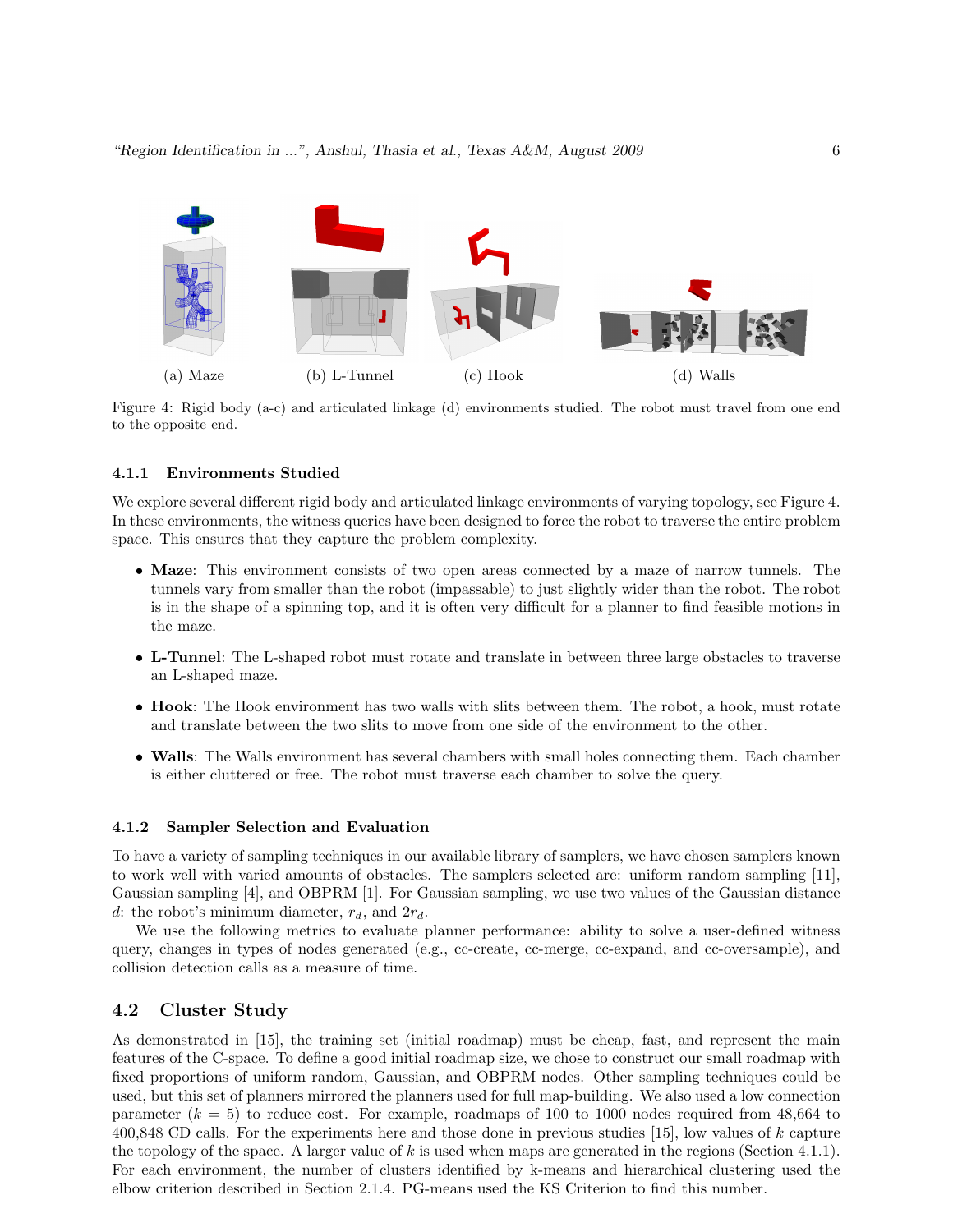(a) Maze (b) L-Tunnel (c) Hook (d) Walls

Figure 4: Rigid body (a-c) and articulated linkage (d) environments studied. The robot must travel from one end to the opposite end.

### 4.1.1 Environments Studied

We explore several different rigid body and articulated linkage environments of varying topology, see Figure 4. In these environments, the witness queries have been designed to force the robot to traverse the entire problem space. This ensures that they capture the problem complexity.

- **Maze**: This environment consists of two open areas connected by a maze of narrow tunnels. The tunnels vary from smaller than the robot (impassable) to just slightly wider than the robot. The robot is in the shape of a spinning top, and it is often very difficult for a planner to find feasible motions in the maze.
- **L-Tunnel**: The L-shaped robot must rotate and translate in between three large obstacles to traverse an L-shaped maze.
- **Hook**: The Hook environment has two walls with slits between them. The robot, a hook, must rotate and translate between the two slits to move from one side of the environment to the other.
- **Walls**: The Walls environment has several chambers with small holes connecting them. Each chamber is either cluttered or free. The robot must traverse each chamber to solve the query.

### 4.1.2 Sampler Selection and Evaluation

To have a variety of sampling techniques in our available library of samplers, we have chosen samplers known to work well with varied amounts of obstacles. The samplers selected are: uniform random sampling [11], Gaussian sampling [4], and OBPRM [1]. For Gaussian sampling, we use two values of the Gaussian distance $d$: the robot's minimum diameter, $r_d$, and $2r_d$.

We use the following metrics to evaluate planner performance: ability to solve a user-defined witness query, changes in types of nodes generated (e.g., cc-create, cc-merge, cc-expand, and cc-oversample), and collision detection calls as a measure of time.

## 4.2 Cluster Study

As demonstrated in [15], the training set (initial roadmap) must be cheap, fast, and represent the main features of the C-space. To define a good initial roadmap size, we chose to construct our small roadmap with fixed proportions of uniform random, Gaussian, and OBPRM nodes. Other sampling techniques could be used, but this set of planners mirrored the planners used for full map-building. We also used a low connection parameter ($k = 5$) to reduce cost. For example, roadmaps of 100 to 1000 nodes required from 48,664 to 400,848 CD calls. For the experiments here and those done in previous studies [15], low values of $k$ capture the topology of the space. A larger value of $k$ is used when maps are generated in the regions (Section 4.1.1). For each environment, the number of clusters identified by k-means and hierarchical clustering used the elbow criterion described in Section 2.1.4. PG-means used the KS Criterion to find this number.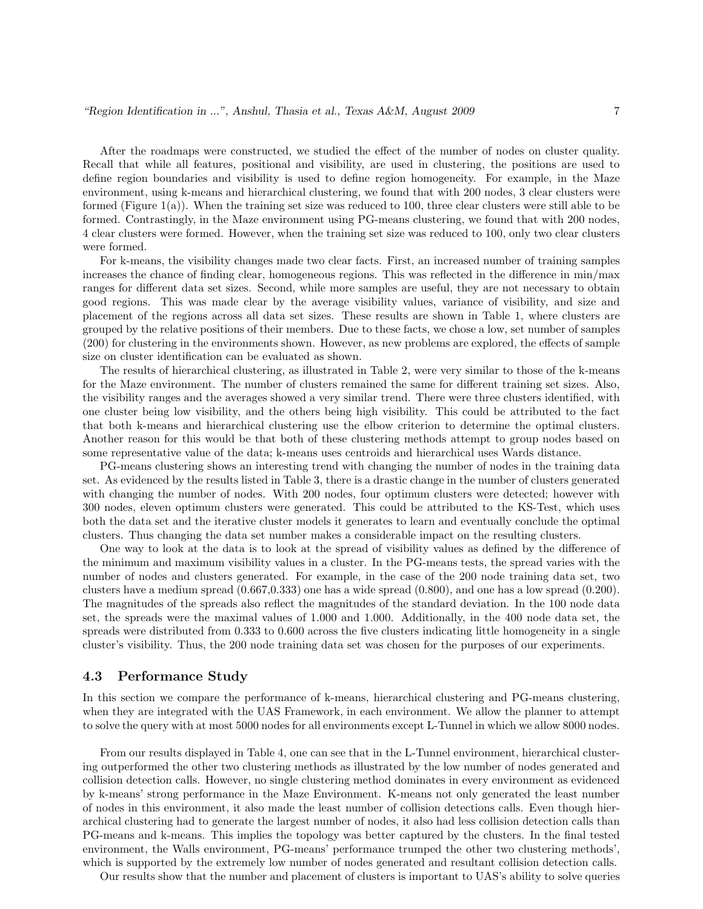After the roadmaps were constructed, we studied the effect of the number of nodes on cluster quality. Recall that while all features, positional and visibility, are used in clustering, the positions are used to define region boundaries and visibility is used to define region homogeneity. For example, in the Maze environment, using k-means and hierarchical clustering, we found that with 200 nodes, 3 clear clusters were formed (Figure 1(a)). When the training set size was reduced to 100, three clear clusters were still able to be formed. Contrastingly, in the Maze environment using PG-means clustering, we found that with 200 nodes, 4 clear clusters were formed. However, when the training set size was reduced to 100, only two clear clusters were formed.

For k-means, the visibility changes made two clear facts. First, an increased number of training samples increases the chance of finding clear, homogeneous regions. This was reflected in the difference in min/max ranges for different data set sizes. Second, while more samples are useful, they are not necessary to obtain good regions. This was made clear by the average visibility values, variance of visibility, and size and placement of the regions across all data set sizes. These results are shown in Table 1, where clusters are grouped by the relative positions of their members. Due to these facts, we chose a low, set number of samples (200) for clustering in the environments shown. However, as new problems are explored, the effects of sample size on cluster identification can be evaluated as shown.

The results of hierarchical clustering, as illustrated in Table 2, were very similar to those of the k-means for the Maze environment. The number of clusters remained the same for different training set sizes. Also, the visibility ranges and the averages showed a very similar trend. There were three clusters identified, with one cluster being low visibility, and the others being high visibility. This could be attributed to the fact that both k-means and hierarchical clustering use the elbow criterion to determine the optimal clusters. Another reason for this would be that both of these clustering methods attempt to group nodes based on some representative value of the data; k-means uses centroids and hierarchical uses Wards distance.

PG-means clustering shows an interesting trend with changing the number of nodes in the training data set. As evidenced by the results listed in Table 3, there is a drastic change in the number of clusters generated with changing the number of nodes. With 200 nodes, four optimum clusters were detected; however with 300 nodes, eleven optimum clusters were generated. This could be attributed to the KS-Test, which uses both the data set and the iterative cluster models it generates to learn and eventually conclude the optimal clusters. Thus changing the data set number makes a considerable impact on the resulting clusters.

One way to look at the data is to look at the spread of visibility values as defined by the difference of the minimum and maximum visibility values in a cluster. In the PG-means tests, the spread varies with the number of nodes and clusters generated. For example, in the case of the 200 node training data set, two clusters have a medium spread (0.667,0.333) one has a wide spread (0.800), and one has a low spread (0.200). The magnitudes of the spreads also reflect the magnitudes of the standard deviation. In the 100 node data set, the spreads were the maximal values of 1.000 and 1.000. Additionally, in the 400 node data set, the spreads were distributed from 0.333 to 0.600 across the five clusters indicating little homogeneity in a single cluster's visibility. Thus, the 200 node training data set was chosen for the purposes of our experiments.

### 4.3 Performance Study

In this section we compare the performance of k-means, hierarchical clustering and PG-means clustering, when they are integrated with the UAS Framework, in each environment. We allow the planner to attempt to solve the query with at most 5000 nodes for all environments except L-Tunnel in which we allow 8000 nodes.

From our results displayed in Table 4, one can see that in the L-Tunnel environment, hierarchical clustering outperformed the other two clustering methods as illustrated by the low number of nodes generated and collision detection calls. However, no single clustering method dominates in every environment as evidenced by k-means' strong performance in the Maze Environment. K-means not only generated the least number of nodes in this environment, it also made the least number of collision detections calls. Even though hierarchical clustering had to generate the largest number of nodes, it also had less collision detection calls than PG-means and k-means. This implies the topology was better captured by the clusters. In the final tested environment, the Walls environment, PG-means' performance trumped the other two clustering methods', which is supported by the extremely low number of nodes generated and resultant collision detection calls.

Our results show that the number and placement of clusters is important to UAS's ability to solve queries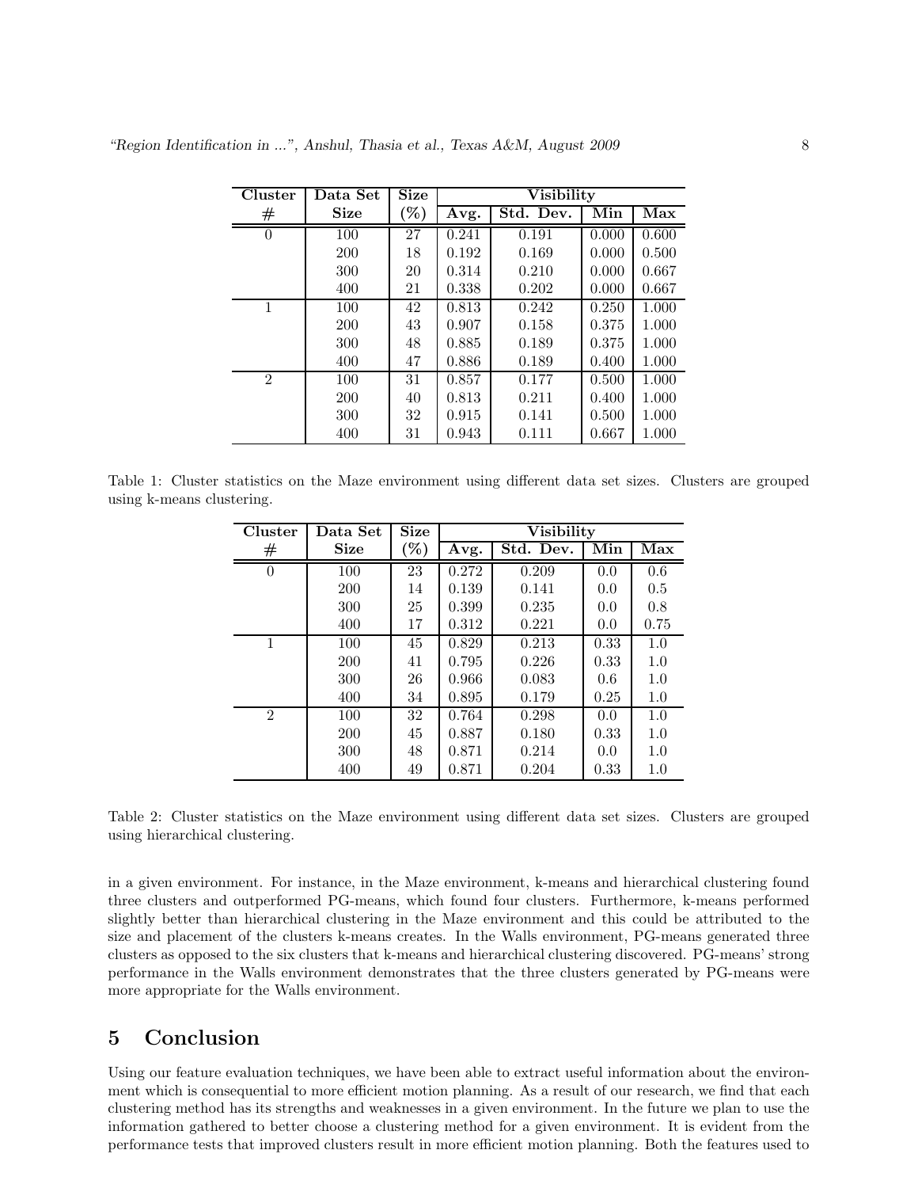| Cluster # | Data Set Size | Size (%) | Visibility | | | |
|---|---|---|---|---|---|---|
| | | | Avg. | Std. Dev. | Min | Max |
| 0 | 100 | 27 | 0.241 | 0.191 | 0.000 | 0.600 |
| | 200 | 18 | 0.192 | 0.169 | 0.000 | 0.500 |
| | 300 | 20 | 0.314 | 0.210 | 0.000 | 0.667 |
| | 400 | 21 | 0.338 | 0.202 | 0.000 | 0.667 |
| 1 | 100 | 42 | 0.813 | 0.242 | 0.250 | 1.000 |
| | 200 | 43 | 0.907 | 0.158 | 0.375 | 1.000 |
| | 300 | 48 | 0.885 | 0.189 | 0.375 | 1.000 |
| | 400 | 47 | 0.886 | 0.189 | 0.400 | 1.000 |
| 2 | 100 | 31 | 0.857 | 0.177 | 0.500 | 1.000 |
| | 200 | 40 | 0.813 | 0.211 | 0.400 | 1.000 |
| | 300 | 32 | 0.915 | 0.141 | 0.500 | 1.000 |
| | 400 | 31 | 0.943 | 0.111 | 0.667 | 1.000 |

Table 1: Cluster statistics on the Maze environment using different data set sizes. Clusters are grouped using k-means clustering.

| Cluster # | Data Set Size | Size (%) | Visibility | | | |
|---|---|---|---|---|---|---|
| | | | Avg. | Std. Dev. | Min | Max |
| 0 | 100 | 23 | 0.272 | 0.209 | 0.0 | 0.6 |
| | 200 | 14 | 0.139 | 0.141 | 0.0 | 0.5 |
| | 300 | 25 | 0.399 | 0.235 | 0.0 | 0.8 |
| | 400 | 17 | 0.312 | 0.221 | 0.0 | 0.75 |
| 1 | 100 | 45 | 0.829 | 0.213 | 0.33 | 1.0 |
| | 200 | 41 | 0.795 | 0.226 | 0.33 | 1.0 |
| | 300 | 26 | 0.966 | 0.083 | 0.6 | 1.0 |
| | 400 | 34 | 0.895 | 0.179 | 0.25 | 1.0 |
| 2 | 100 | 32 | 0.764 | 0.298 | 0.0 | 1.0 |
| | 200 | 45 | 0.887 | 0.180 | 0.33 | 1.0 |
| | 300 | 48 | 0.871 | 0.214 | 0.0 | 1.0 |
| | 400 | 49 | 0.871 | 0.204 | 0.33 | 1.0 |

Table 2: Cluster statistics on the Maze environment using different data set sizes. Clusters are grouped using hierarchical clustering.

in a given environment. For instance, in the Maze environment, k-means and hierarchical clustering found three clusters and outperformed PG-means, which found four clusters. Furthermore, k-means performed slightly better than hierarchical clustering in the Maze environment and this could be attributed to the size and placement of the clusters k-means creates. In the Walls environment, PG-means generated three clusters as opposed to the six clusters that k-means and hierarchical clustering discovered. PG-means' strong performance in the Walls environment demonstrates that the three clusters generated by PG-means were more appropriate for the Walls environment.

## 5 Conclusion

Using our feature evaluation techniques, we have been able to extract useful information about the environment which is consequential to more efficient motion planning. As a result of our research, we find that each clustering method has its strengths and weaknesses in a given environment. In the future we plan to use the information gathered to better choose a clustering method for a given environment. It is evident from the performance tests that improved clusters result in more efficient motion planning. Both the features used to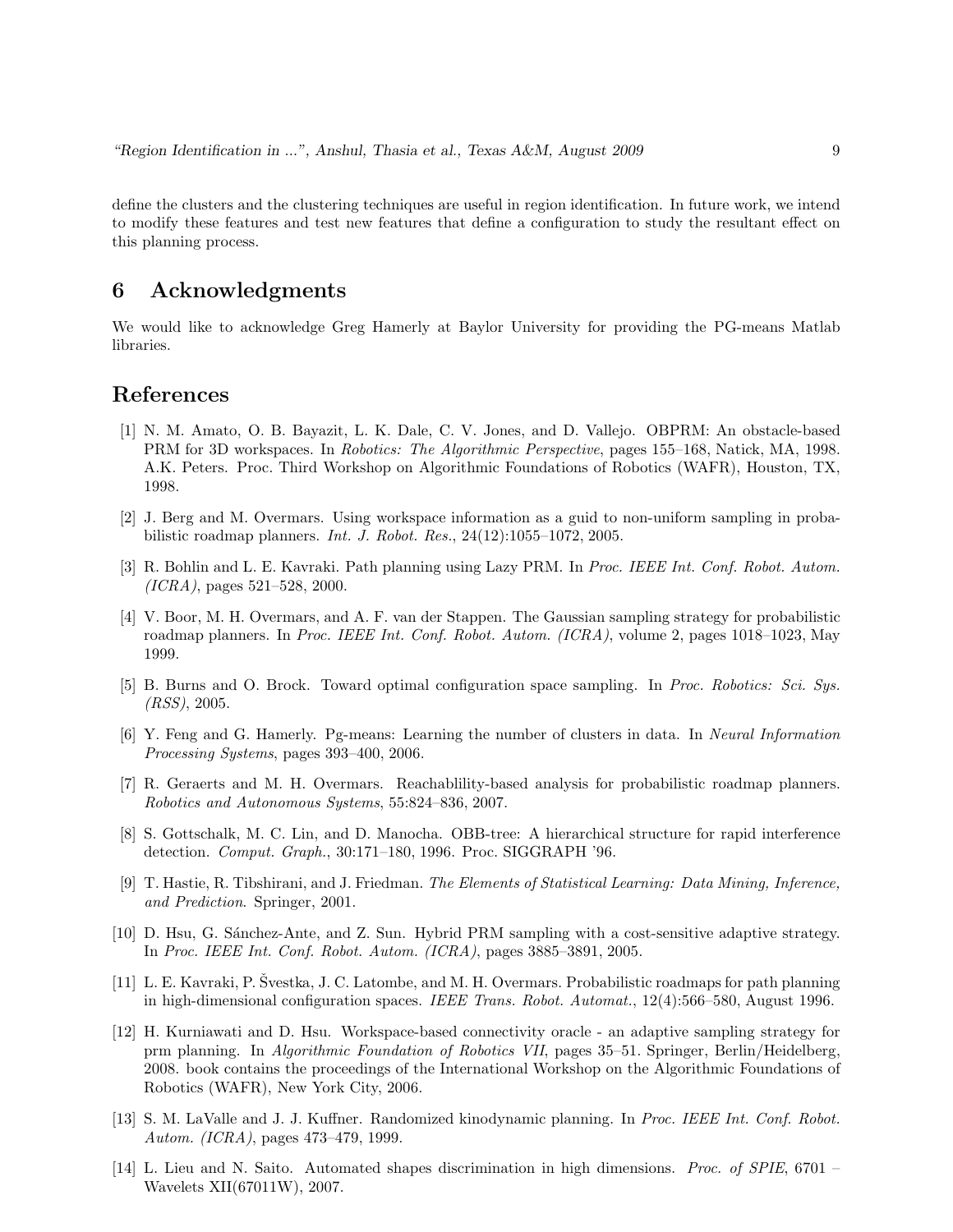define the clusters and the clustering techniques are useful in region identification. In future work, we intend to modify these features and test new features that define a configuration to study the resultant effect on this planning process.

## 6 Acknowledgments

We would like to acknowledge Greg Hamerly at Baylor University for providing the PG-means Matlab libraries.

## References

[1] N. M. Amato, O. B. Bayazit, L. K. Dale, C. V. Jones, and D. Vallejo. OBPRM: An obstacle-based PRM for 3D workspaces. In *Robotics: The Algorithmic Perspective*, pages 155–168, Natick, MA, 1998. A.K. Peters. Proc. Third Workshop on Algorithmic Foundations of Robotics (WAFR), Houston, TX, 1998.

[2] J. Berg and M. Overmars. Using workspace information as a guid to non-uniform sampling in probabilistic roadmap planners. *Int. J. Robot. Res.*, 24(12):1055–1072, 2005.

[3] R. Bohlin and L. E. Kavraki. Path planning using Lazy PRM. In *Proc. IEEE Int. Conf. Robot. Autom. (ICRA)*, pages 521–528, 2000.

[4] V. Boor, M. H. Overmars, and A. F. van der Stappen. The Gaussian sampling strategy for probabilistic roadmap planners. In *Proc. IEEE Int. Conf. Robot. Autom. (ICRA)*, volume 2, pages 1018–1023, May 1999.

[5] B. Burns and O. Brock. Toward optimal configuration space sampling. In *Proc. Robotics: Sci. Sys. (RSS)*, 2005.

[6] Y. Feng and G. Hamerly. Pg-means: Learning the number of clusters in data. In *Neural Information Processing Systems*, pages 393–400, 2006.

[7] R. Geraerts and M. H. Overmars. Reachablility-based analysis for probabilistic roadmap planners. *Robotics and Autonomous Systems*, 55:824–836, 2007.

[8] S. Gottschalk, M. C. Lin, and D. Manocha. OBB-tree: A hierarchical structure for rapid interference detection. *Comput. Graph.*, 30:171–180, 1996. Proc. SIGGRAPH '96.

[9] T. Hastie, R. Tibshirani, and J. Friedman. *The Elements of Statistical Learning: Data Mining, Inference, and Prediction*. Springer, 2001.

[10] D. Hsu, G. Sánchez-Ante, and Z. Sun. Hybrid PRM sampling with a cost-sensitive adaptive strategy. In *Proc. IEEE Int. Conf. Robot. Autom. (ICRA)*, pages 3885–3891, 2005.

[11] L. E. Kavraki, P. Švestka, J. C. Latombe, and M. H. Overmars. Probabilistic roadmaps for path planning in high-dimensional configuration spaces. *IEEE Trans. Robot. Automat.*, 12(4):566–580, August 1996.

[12] H. Kurniawati and D. Hsu. Workspace-based connectivity oracle - an adaptive sampling strategy for prm planning. In *Algorithmic Foundation of Robotics VII*, pages 35–51. Springer, Berlin/Heidelberg, 2008. book contains the proceedings of the International Workshop on the Algorithmic Foundations of Robotics (WAFR), New York City, 2006.

[13] S. M. LaValle and J. J. Kuffner. Randomized kinodynamic planning. In *Proc. IEEE Int. Conf. Robot. Autom. (ICRA)*, pages 473–479, 1999.

[14] L. Lieu and N. Saito. Automated shapes discrimination in high dimensions. *Proc. of SPIE*, 6701 – Wavelets XII(67011W), 2007.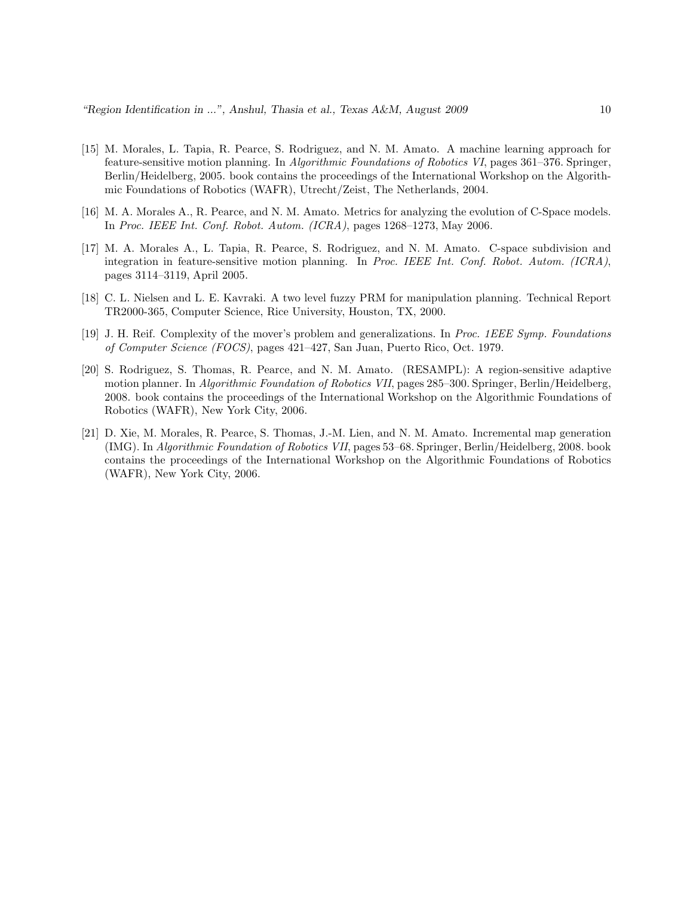[15] M. Morales, L. Tapia, R. Pearce, S. Rodriguez, and N. M. Amato. A machine learning approach for feature-sensitive motion planning. In *Algorithmic Foundations of Robotics VI*, pages 361–376. Springer, Berlin/Heidelberg, 2005. book contains the proceedings of the International Workshop on the Algorithmic Foundations of Robotics (WAFR), Utrecht/Zeist, The Netherlands, 2004.

[16] M. A. Morales A., R. Pearce, and N. M. Amato. Metrics for analyzing the evolution of C-Space models. In *Proc. IEEE Int. Conf. Robot. Autom. (ICRA)*, pages 1268–1273, May 2006.

[17] M. A. Morales A., L. Tapia, R. Pearce, S. Rodriguez, and N. M. Amato. C-space subdivision and integration in feature-sensitive motion planning. In *Proc. IEEE Int. Conf. Robot. Autom. (ICRA)*, pages 3114–3119, April 2005.

[18] C. L. Nielsen and L. E. Kavraki. A two level fuzzy PRM for manipulation planning. Technical Report TR2000-365, Computer Science, Rice University, Houston, TX, 2000.

[19] J. H. Reif. Complexity of the mover's problem and generalizations. In *Proc. 1EEE Symp. Foundations of Computer Science (FOCS)*, pages 421–427, San Juan, Puerto Rico, Oct. 1979.

[20] S. Rodriguez, S. Thomas, R. Pearce, and N. M. Amato. (RESAMPL): A region-sensitive adaptive motion planner. In *Algorithmic Foundation of Robotics VII*, pages 285–300. Springer, Berlin/Heidelberg, 2008. book contains the proceedings of the International Workshop on the Algorithmic Foundations of Robotics (WAFR), New York City, 2006.

[21] D. Xie, M. Morales, R. Pearce, S. Thomas, J.-M. Lien, and N. M. Amato. Incremental map generation (IMG). In *Algorithmic Foundation of Robotics VII*, pages 53–68. Springer, Berlin/Heidelberg, 2008. book contains the proceedings of the International Workshop on the Algorithmic Foundations of Robotics (WAFR), New York City, 2006.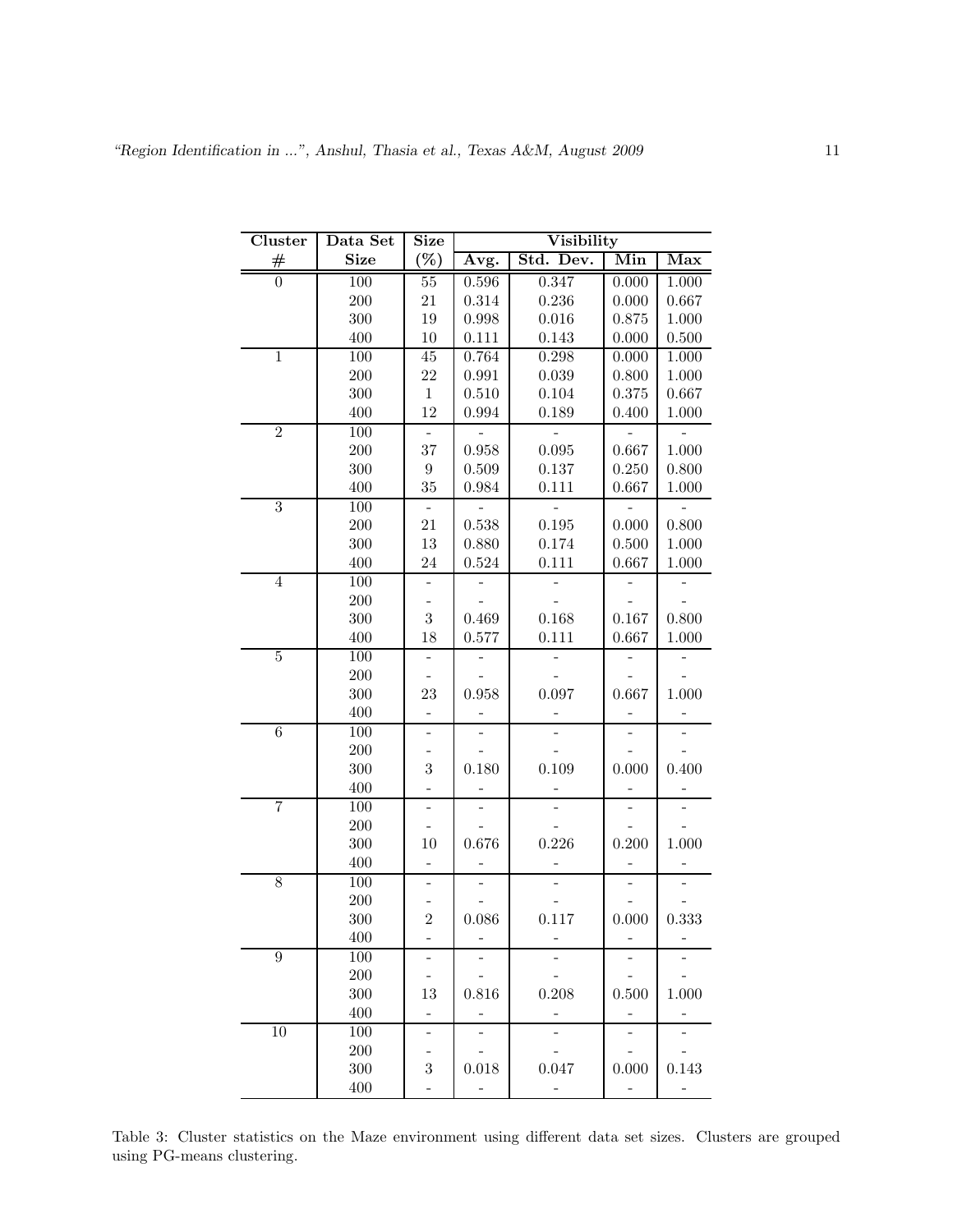| Cluster # | Data Set Size | Size (%) | Visibility | | | |
|---|---|---|---|---|---|---|
| | | | Avg. | Std. Dev. | Min | Max |
| 0 | 100 | 55 | 0.596 | 0.347 | 0.000 | 1.000 |
| | 200 | 21 | 0.314 | 0.236 | 0.000 | 0.667 |
| | 300 | 19 | 0.998 | 0.016 | 0.875 | 1.000 |
| | 400 | 10 | 0.111 | 0.143 | 0.000 | 0.500 |
| 1 | 100 | 45 | 0.764 | 0.298 | 0.000 | 1.000 |
| | 200 | 22 | 0.991 | 0.039 | 0.800 | 1.000 |
| | 300 | 1 | 0.510 | 0.104 | 0.375 | 0.667 |
| | 400 | 12 | 0.994 | 0.189 | 0.400 | 1.000 |
| 2 | 100 | - | - | - | - | - |
| | 200 | 37 | 0.958 | 0.095 | 0.667 | 1.000 |
| | 300 | 9 | 0.509 | 0.137 | 0.250 | 0.800 |
| | 400 | 35 | 0.984 | 0.111 | 0.667 | 1.000 |
| 3 | 100 | - | - | - | - | - |
| | 200 | 21 | 0.538 | 0.195 | 0.000 | 0.800 |
| | 300 | 13 | 0.880 | 0.174 | 0.500 | 1.000 |
| | 400 | 24 | 0.524 | 0.111 | 0.667 | 1.000 |
| 4 | 100 | - | - | - | - | - |
| | 200 | - | - | - | - | - |
| | 300 | 3 | 0.469 | 0.168 | 0.167 | 0.800 |
| | 400 | 18 | 0.577 | 0.111 | 0.667 | 1.000 |
| 5 | 100 | - | - | - | - | - |
| | 200 | - | - | - | - | - |
| | 300 | 23 | 0.958 | 0.097 | 0.667 | 1.000 |
| | 400 | - | - | - | - | - |
| 6 | 100 | - | - | - | - | - |
| | 200 | - | - | - | - | - |
| | 300 | 3 | 0.180 | 0.109 | 0.000 | 0.400 |
| | 400 | - | - | - | - | - |
| 7 | 100 | - | - | - | - | - |
| | 200 | - | - | - | - | - |
| | 300 | 10 | 0.676 | 0.226 | 0.200 | 1.000 |
| | 400 | - | - | - | - | - |
| 8 | 100 | - | - | - | - | - |
| | 200 | - | - | - | - | - |
| | 300 | 2 | 0.086 | 0.117 | 0.000 | 0.333 |
| | 400 | - | - | - | - | - |
| 9 | 100 | - | - | - | - | - |
| | 200 | - | - | - | - | - |
| | 300 | 13 | 0.816 | 0.208 | 0.500 | 1.000 |
| | 400 | - | - | - | - | - |
| 10 | 100 | - | - | - | - | - |
| | 200 | - | - | - | - | - |
| | 300 | 3 | 0.018 | 0.047 | 0.000 | 0.143 |
| | 400 | - | - | - | - | - |

Table 3: Cluster statistics on the Maze environment using different data set sizes. Clusters are grouped using PG-means clustering.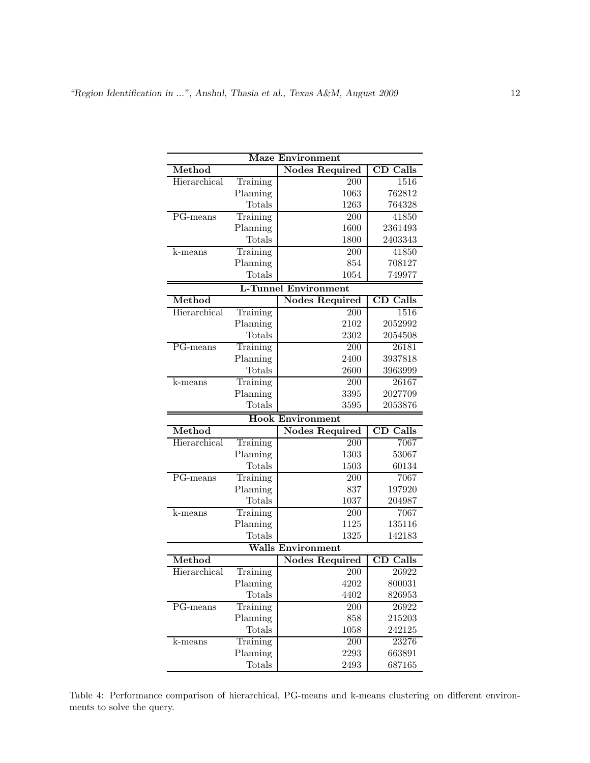| Method | | Nodes Required | CD Calls |
|---|---|---|---|
| **Maze Environment** | | | |
| Hierarchical | Training | 200 | 1516 |
| | Planning | 1063 | 762812 |
| | Totals | 1263 | 764328 |
| PG-means | Training | 200 | 41850 |
| | Planning | 1600 | 2361493 |
| | Totals | 1800 | 2403343 |
| k-means | Training | 200 | 41850 |
| | Planning | 854 | 708127 |
| | Totals | 1054 | 749977 |
| **L-Tunnel Environment** | | | |
| Hierarchical | Training | 200 | 1516 |
| | Planning | 2102 | 2052992 |
| | Totals | 2302 | 2054508 |
| PG-means | Training | 200 | 26181 |
| | Planning | 2400 | 3937818 |
| | Totals | 2600 | 3963999 |
| k-means | Training | 200 | 26167 |
| | Planning | 3395 | 2027709 |
| | Totals | 3595 | 2053876 |
| **Hook Environment** | | | |
| Hierarchical | Training | 200 | 7067 |
| | Planning | 1303 | 53067 |
| | Totals | 1503 | 60134 |
| PG-means | Training | 200 | 7067 |
| | Planning | 837 | 197920 |
| | Totals | 1037 | 204987 |
| k-means | Training | 200 | 7067 |
| | Planning | 1125 | 135116 |
| | Totals | 1325 | 142183 |
| **Walls Environment** | | | |
| Hierarchical | Training | 200 | 26922 |
| | Planning | 4202 | 800031 |
| | Totals | 4402 | 826953 |
| PG-means | Training | 200 | 26922 |
| | Planning | 858 | 215203 |
| | Totals | 1058 | 242125 |
| k-means | Training | 200 | 23276 |
| | Planning | 2293 | 663891 |
| | Totals | 2493 | 687165 |

Table 4: Performance comparison of hierarchical, PG-means and k-means clustering on different environments to solve the query.